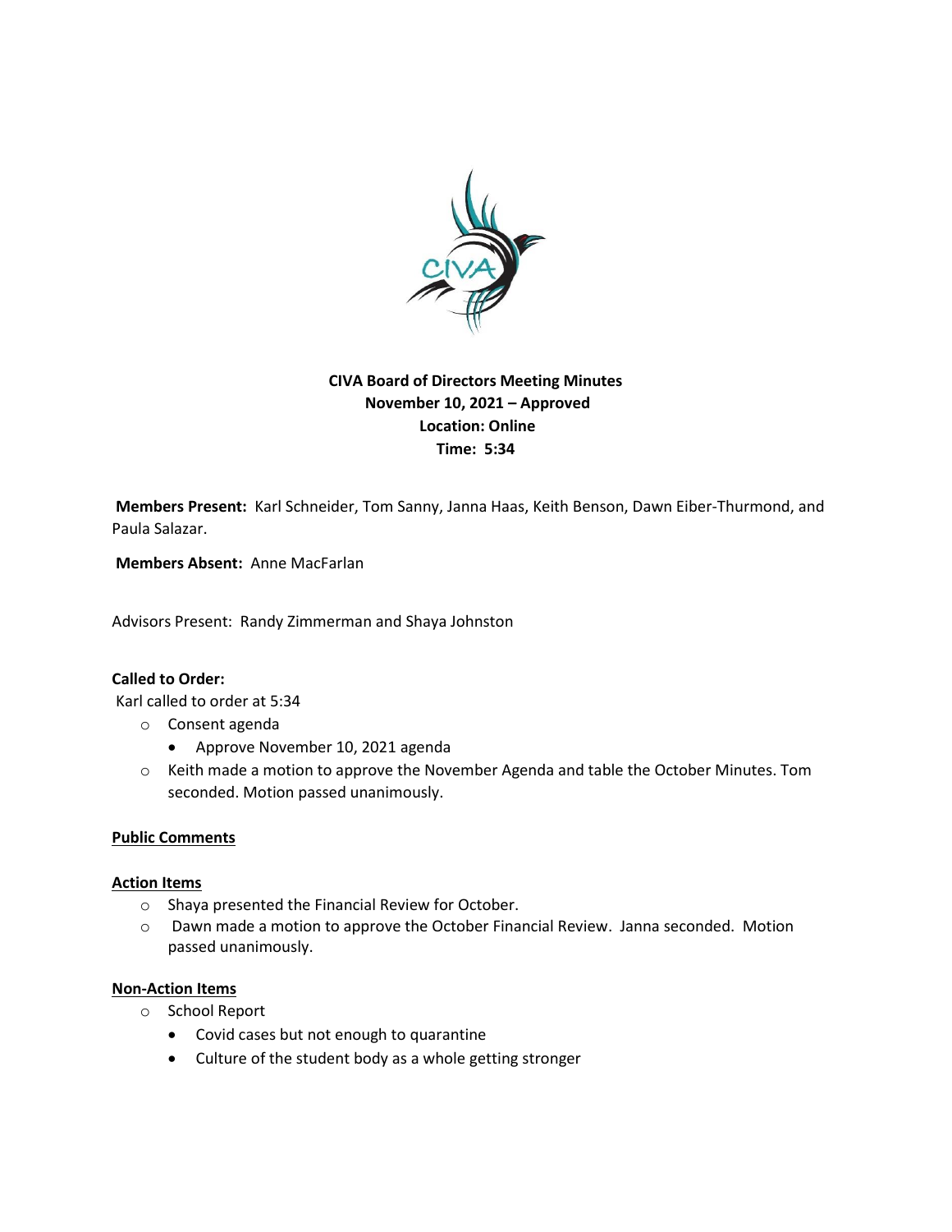**CIVA Board of Directors Meeting Minutes**
**November 10, 2021 – Approved**
**Location: Online**
**Time: 5:34**

**Members Present:** Karl Schneider, Tom Sanny, Janna Haas, Keith Benson, Dawn Eiber-Thurmond, and Paula Salazar.

**Members Absent:** Anne MacFarlan

Advisors Present: Randy Zimmerman and Shaya Johnston

**Called to Order:**

Karl called to order at 5:34

- Consent agenda
  - Approve November 10, 2021 agenda
- Keith made a motion to approve the November Agenda and table the October Minutes. Tom seconded. Motion passed unanimously.

**Public Comments**

**Action Items**

- Shaya presented the Financial Review for October.
- Dawn made a motion to approve the October Financial Review. Janna seconded. Motion passed unanimously.

**Non-Action Items**

- School Report
  - Covid cases but not enough to quarantine
  - Culture of the student body as a whole getting stronger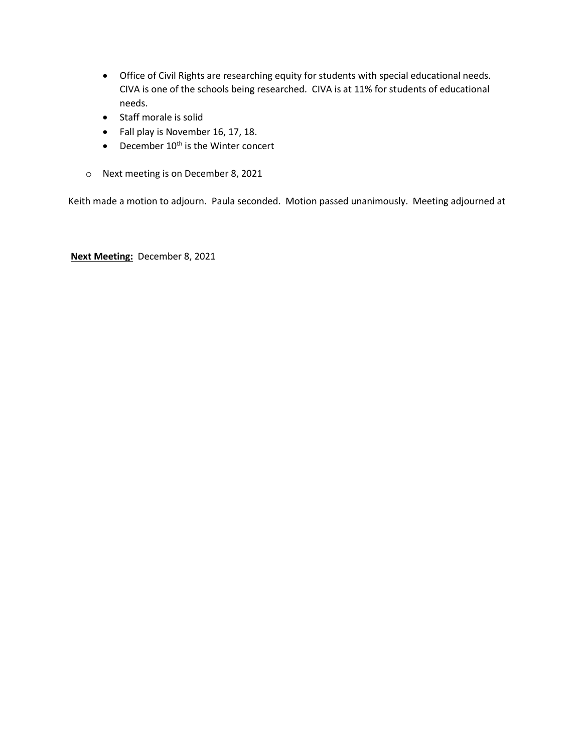- Office of Civil Rights are researching equity for students with special educational needs. CIVA is one of the schools being researched. CIVA is at 11% for students of educational needs.
- Staff morale is solid
- Fall play is November 16, 17, 18.
- December 10th is the Winter concert

  - Next meeting is on December 8, 2021

Keith made a motion to adjourn. Paula seconded. Motion passed unanimously. Meeting adjourned at

**Next Meeting:** December 8, 2021